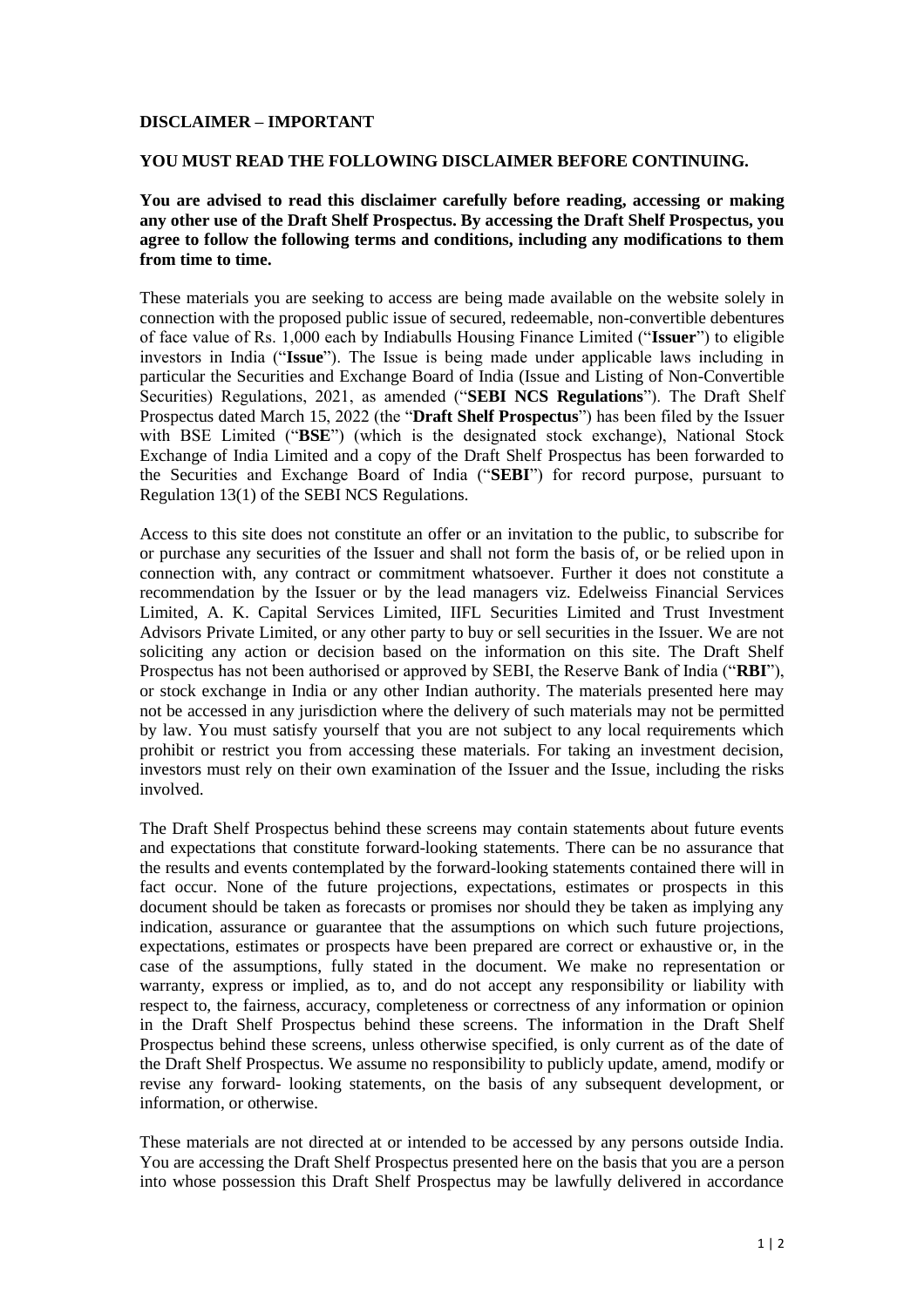**DISCLAIMER – IMPORTANT**

**YOU MUST READ THE FOLLOWING DISCLAIMER BEFORE CONTINUING.**

**You are advised to read this disclaimer carefully before reading, accessing or making any other use of the Draft Shelf Prospectus. By accessing the Draft Shelf Prospectus, you agree to follow the following terms and conditions, including any modifications to them from time to time.**

These materials you are seeking to access are being made available on the website solely in connection with the proposed public issue of secured, redeemable, non-convertible debentures of face value of Rs. 1,000 each by Indiabulls Housing Finance Limited ("**Issuer**") to eligible investors in India ("**Issue**"). The Issue is being made under applicable laws including in particular the Securities and Exchange Board of India (Issue and Listing of Non-Convertible Securities) Regulations, 2021, as amended ("**SEBI NCS Regulations**"). The Draft Shelf Prospectus dated March 15, 2022 (the "**Draft Shelf Prospectus**") has been filed by the Issuer with BSE Limited ("**BSE**") (which is the designated stock exchange), National Stock Exchange of India Limited and a copy of the Draft Shelf Prospectus has been forwarded to the Securities and Exchange Board of India ("**SEBI**") for record purpose, pursuant to Regulation 13(1) of the SEBI NCS Regulations.

Access to this site does not constitute an offer or an invitation to the public, to subscribe for or purchase any securities of the Issuer and shall not form the basis of, or be relied upon in connection with, any contract or commitment whatsoever. Further it does not constitute a recommendation by the Issuer or by the lead managers viz. Edelweiss Financial Services Limited, A. K. Capital Services Limited, IIFL Securities Limited and Trust Investment Advisors Private Limited, or any other party to buy or sell securities in the Issuer. We are not soliciting any action or decision based on the information on this site. The Draft Shelf Prospectus has not been authorised or approved by SEBI, the Reserve Bank of India ("**RBI**"), or stock exchange in India or any other Indian authority. The materials presented here may not be accessed in any jurisdiction where the delivery of such materials may not be permitted by law. You must satisfy yourself that you are not subject to any local requirements which prohibit or restrict you from accessing these materials. For taking an investment decision, investors must rely on their own examination of the Issuer and the Issue, including the risks involved.

The Draft Shelf Prospectus behind these screens may contain statements about future events and expectations that constitute forward-looking statements. There can be no assurance that the results and events contemplated by the forward-looking statements contained there will in fact occur. None of the future projections, expectations, estimates or prospects in this document should be taken as forecasts or promises nor should they be taken as implying any indication, assurance or guarantee that the assumptions on which such future projections, expectations, estimates or prospects have been prepared are correct or exhaustive or, in the case of the assumptions, fully stated in the document. We make no representation or warranty, express or implied, as to, and do not accept any responsibility or liability with respect to, the fairness, accuracy, completeness or correctness of any information or opinion in the Draft Shelf Prospectus behind these screens. The information in the Draft Shelf Prospectus behind these screens, unless otherwise specified, is only current as of the date of the Draft Shelf Prospectus. We assume no responsibility to publicly update, amend, modify or revise any forward- looking statements, on the basis of any subsequent development, or information, or otherwise.

These materials are not directed at or intended to be accessed by any persons outside India. You are accessing the Draft Shelf Prospectus presented here on the basis that you are a person into whose possession this Draft Shelf Prospectus may be lawfully delivered in accordance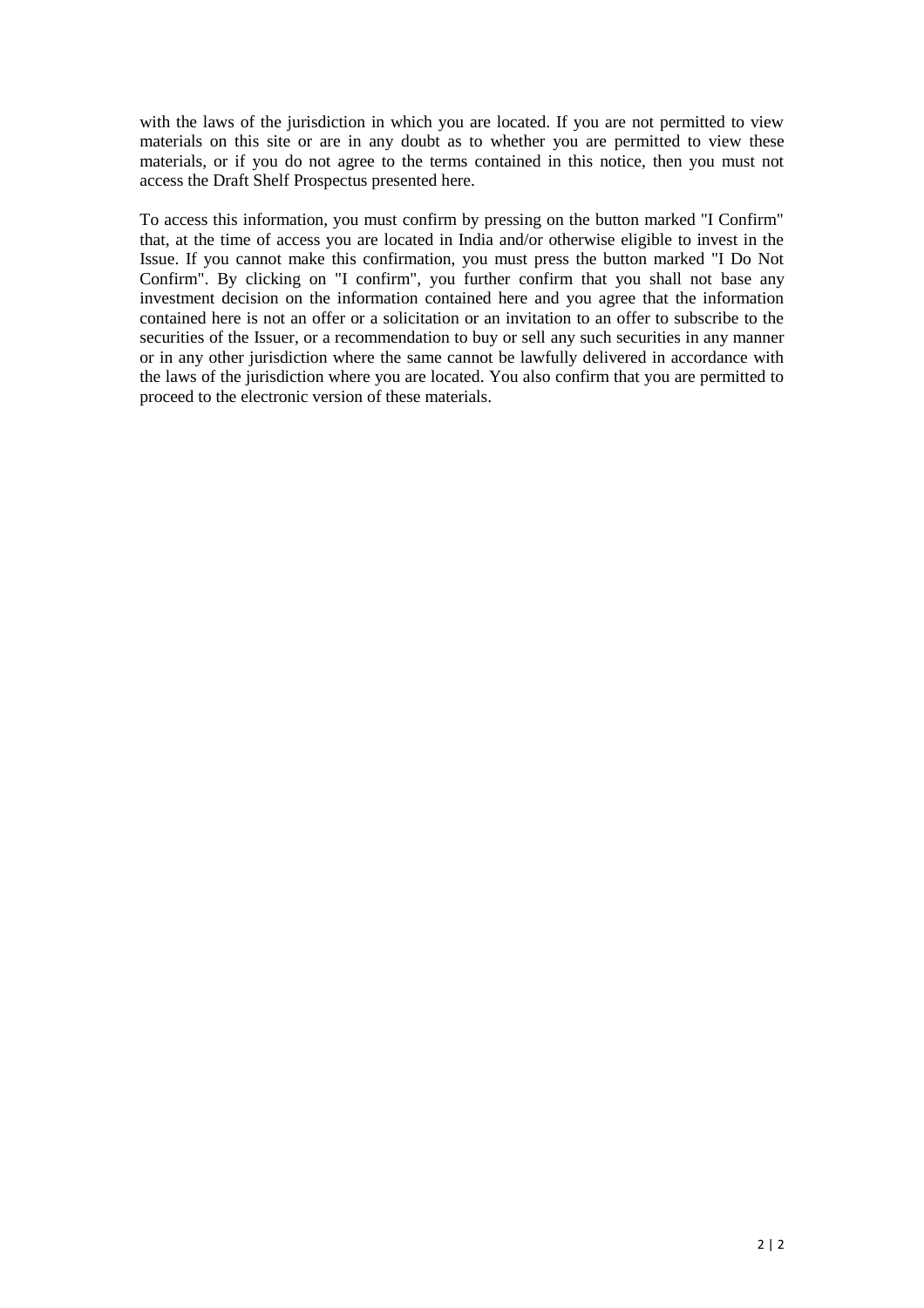with the laws of the jurisdiction in which you are located. If you are not permitted to view materials on this site or are in any doubt as to whether you are permitted to view these materials, or if you do not agree to the terms contained in this notice, then you must not access the Draft Shelf Prospectus presented here.

To access this information, you must confirm by pressing on the button marked "I Confirm" that, at the time of access you are located in India and/or otherwise eligible to invest in the Issue. If you cannot make this confirmation, you must press the button marked "I Do Not Confirm". By clicking on "I confirm", you further confirm that you shall not base any investment decision on the information contained here and you agree that the information contained here is not an offer or a solicitation or an invitation to an offer to subscribe to the securities of the Issuer, or a recommendation to buy or sell any such securities in any manner or in any other jurisdiction where the same cannot be lawfully delivered in accordance with the laws of the jurisdiction where you are located. You also confirm that you are permitted to proceed to the electronic version of these materials.